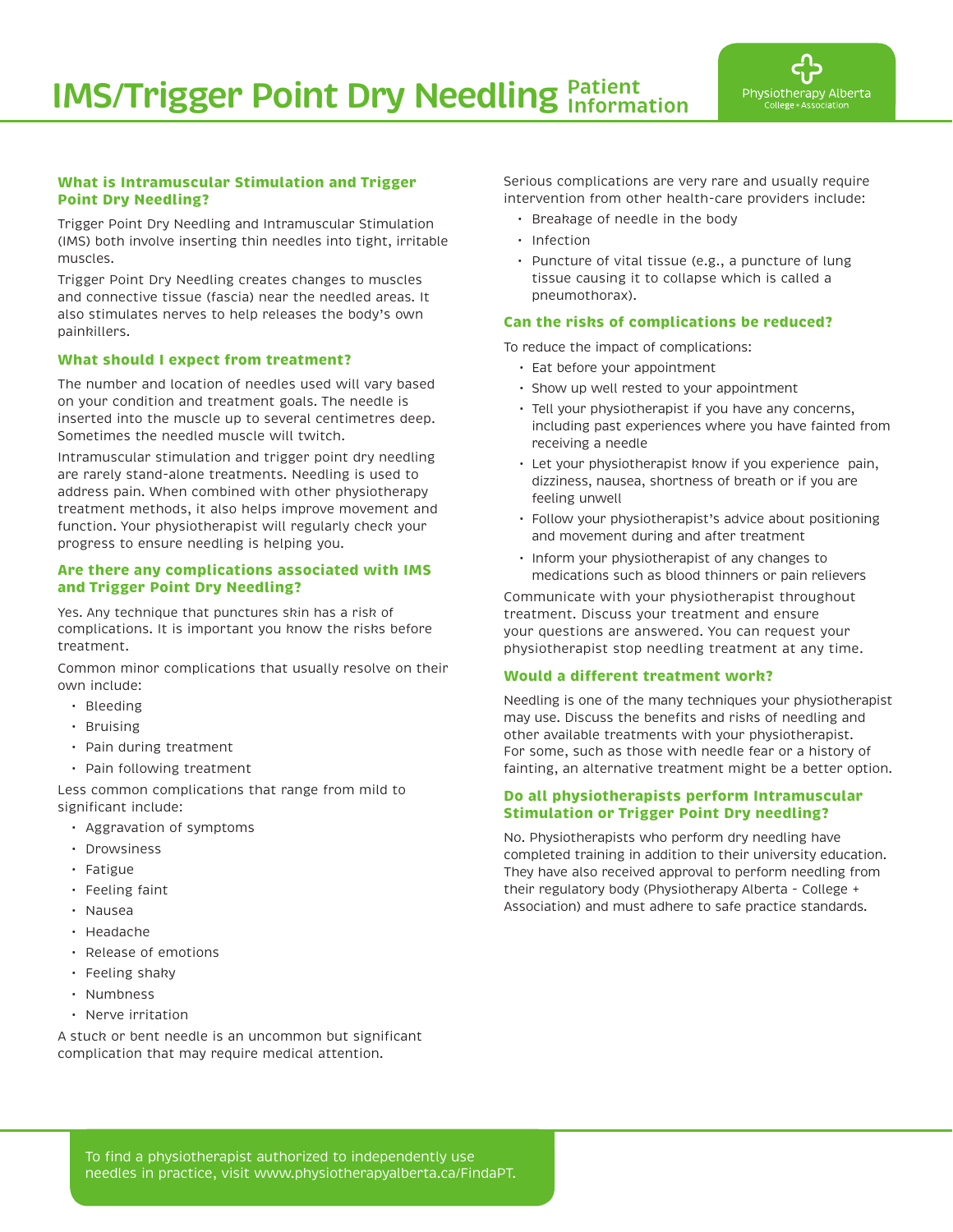# IMS/Trigger Point Dry Needling Patient Information

Physiotherapy Alberta College + Association

## What is Intramuscular Stimulation and Trigger Point Dry Needling?

Trigger Point Dry Needling and Intramuscular Stimulation (IMS) both involve inserting thin needles into tight, irritable muscles.

Trigger Point Dry Needling creates changes to muscles and connective tissue (fascia) near the needled areas. It also stimulates nerves to help releases the body's own painkillers.

## What should I expect from treatment?

The number and location of needles used will vary based on your condition and treatment goals. The needle is inserted into the muscle up to several centimetres deep. Sometimes the needled muscle will twitch.

Intramuscular stimulation and trigger point dry needling are rarely stand-alone treatments. Needling is used to address pain. When combined with other physiotherapy treatment methods, it also helps improve movement and function. Your physiotherapist will regularly check your progress to ensure needling is helping you.

## Are there any complications associated with IMS and Trigger Point Dry Needling?

Yes. Any technique that punctures skin has a risk of complications. It is important you know the risks before treatment.

Common minor complications that usually resolve on their own include:

- Bleeding
- Bruising
- Pain during treatment
- Pain following treatment

Less common complications that range from mild to significant include:

- Aggravation of symptoms
- Drowsiness
- Fatigue
- Feeling faint
- Nausea
- Headache
- Release of emotions
- Feeling shaky
- Numbness
- Nerve irritation

A stuck or bent needle is an uncommon but significant complication that may require medical attention.

Serious complications are very rare and usually require intervention from other health-care providers include:

- Breakage of needle in the body
- Infection
- Puncture of vital tissue (e.g., a puncture of lung tissue causing it to collapse which is called a pneumothorax).

## Can the risks of complications be reduced?

To reduce the impact of complications:

- Eat before your appointment
- Show up well rested to your appointment
- Tell your physiotherapist if you have any concerns, including past experiences where you have fainted from receiving a needle
- Let your physiotherapist know if you experience pain, dizziness, nausea, shortness of breath or if you are feeling unwell
- Follow your physiotherapist's advice about positioning and movement during and after treatment
- Inform your physiotherapist of any changes to medications such as blood thinners or pain relievers

Communicate with your physiotherapist throughout treatment. Discuss your treatment and ensure your questions are answered. You can request your physiotherapist stop needling treatment at any time.

## Would a different treatment work?

Needling is one of the many techniques your physiotherapist may use. Discuss the benefits and risks of needling and other available treatments with your physiotherapist. For some, such as those with needle fear or a history of fainting, an alternative treatment might be a better option.

## Do all physiotherapists perform Intramuscular Stimulation or Trigger Point Dry needling?

No. Physiotherapists who perform dry needling have completed training in addition to their university education. They have also received approval to perform needling from their regulatory body (Physiotherapy Alberta - College + Association) and must adhere to safe practice standards.

To find a physiotherapist authorized to independently use needles in practice, visit www.physiotherapyalberta.ca/FindaPT.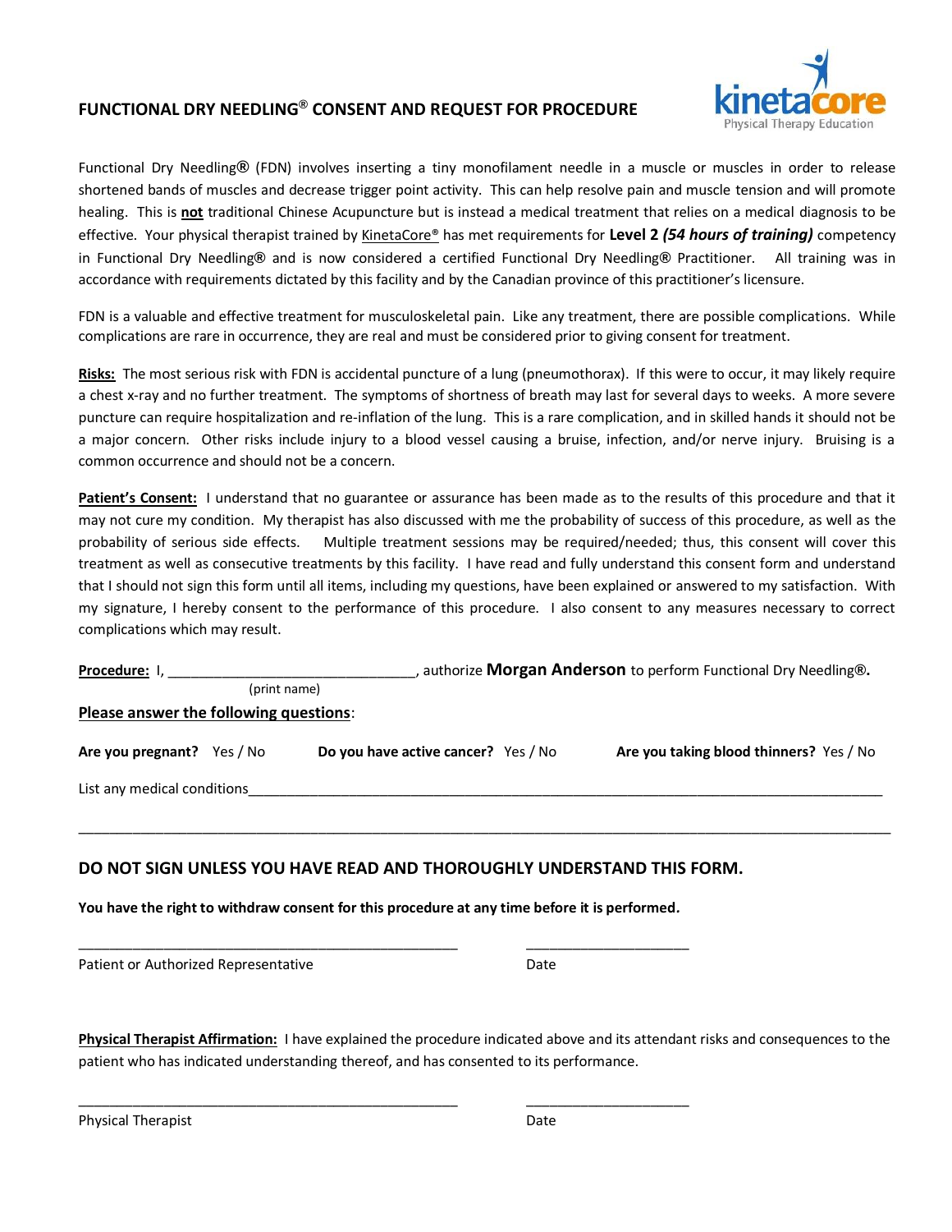# FUNCTIONAL DRY NEEDLING® CONSENT AND REQUEST FOR PROCEDURE

kinetacore
Physical Therapy Education

Functional Dry Needling® (FDN) involves inserting a tiny monofilament needle in a muscle or muscles in order to release shortened bands of muscles and decrease trigger point activity. This can help resolve pain and muscle tension and will promote healing. This is **not** traditional Chinese Acupuncture but is instead a medical treatment that relies on a medical diagnosis to be effective. Your physical therapist trained by KinetaCore® has met requirements for **Level 2** ***(54 hours of training)*** competency in Functional Dry Needling® and is now considered a certified Functional Dry Needling® Practitioner. All training was in accordance with requirements dictated by this facility and by the Canadian province of this practitioner's licensure.

FDN is a valuable and effective treatment for musculoskeletal pain. Like any treatment, there are possible complications. While complications are rare in occurrence, they are real and must be considered prior to giving consent for treatment.

**Risks:** The most serious risk with FDN is accidental puncture of a lung (pneumothorax). If this were to occur, it may likely require a chest x-ray and no further treatment. The symptoms of shortness of breath may last for several days to weeks. A more severe puncture can require hospitalization and re-inflation of the lung. This is a rare complication, and in skilled hands it should not be a major concern. Other risks include injury to a blood vessel causing a bruise, infection, and/or nerve injury. Bruising is a common occurrence and should not be a concern.

**Patient's Consent:** I understand that no guarantee or assurance has been made as to the results of this procedure and that it may not cure my condition. My therapist has also discussed with me the probability of success of this procedure, as well as the probability of serious side effects. Multiple treatment sessions may be required/needed; thus, this consent will cover this treatment as well as consecutive treatments by this facility. I have read and fully understand this consent form and understand that I should not sign this form until all items, including my questions, have been explained or answered to my satisfaction. With my signature, I hereby consent to the performance of this procedure. I also consent to any measures necessary to correct complications which may result.

**Procedure:** I, ______________________________, authorize **Morgan Anderson** to perform Functional Dry Needling®.
(print name)

**Please answer the following questions**:

**Are you pregnant?** Yes / No  **Do you have active cancer?** Yes / No  **Are you taking blood thinners?** Yes / No

List any medical conditions______________________________________________________________________________

_____________________________________________________________________________________________________

### DO NOT SIGN UNLESS YOU HAVE READ AND THOROUGHLY UNDERSTAND THIS FORM.

**You have the right to withdraw consent for this procedure at any time before it is performed.**

_______________________________________________  ____________________
Patient or Authorized Representative  Date

**Physical Therapist Affirmation:** I have explained the procedure indicated above and its attendant risks and consequences to the patient who has indicated understanding thereof, and has consented to its performance.

_______________________________________________  ____________________
Physical Therapist  Date